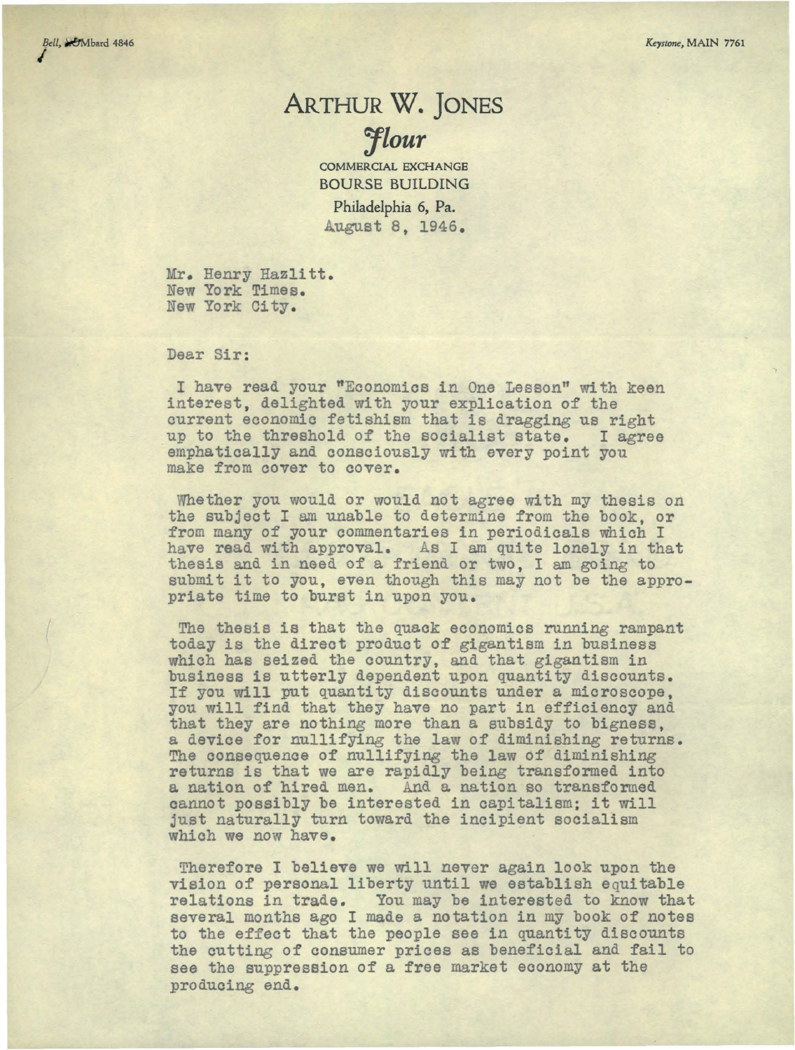Bell, LOMbard 4846

Keystone, MAIN 7761

# ARTHUR W. JONES

*Flour*

COMMERCIAL EXCHANGE
BOURSE BUILDING
Philadelphia 6, Pa.

August 8, 1946.

Mr. Henry Hazlitt.
New York Times.
New York City.

Dear Sir:

I have read your "Economics in One Lesson" with keen interest, delighted with your explication of the current economic fetishism that is dragging us right up to the threshold of the socialist state. I agree emphatically and consciously with every point you make from cover to cover.

Whether you would or would not agree with my thesis on the subject I am unable to determine from the book, or from many of your commentaries in periodicals which I have read with approval. As I am quite lonely in that thesis and in need of a friend or two, I am going to submit it to you, even though this may not be the appropriate time to burst in upon you.

The thesis is that the quack economics running rampant today is the direct product of gigantism in business which has seized the country, and that gigantism in business is utterly dependent upon quantity discounts. If you will put quantity discounts under a microscope, you will find that they have no part in efficiency and that they are nothing more than a subsidy to bigness, a device for nullifying the law of diminishing returns. The consequence of nullifying the law of diminishing returns is that we are rapidly being transformed into a nation of hired men. And a nation so transformed cannot possibly be interested in capitalism; it will just naturally turn toward the incipient socialism which we now have.

Therefore I believe we will never again look upon the vision of personal liberty until we establish equitable relations in trade. You may be interested to know that several months ago I made a notation in my book of notes to the effect that the people see in quantity discounts the cutting of consumer prices as beneficial and fail to see the suppression of a free market economy at the producing end.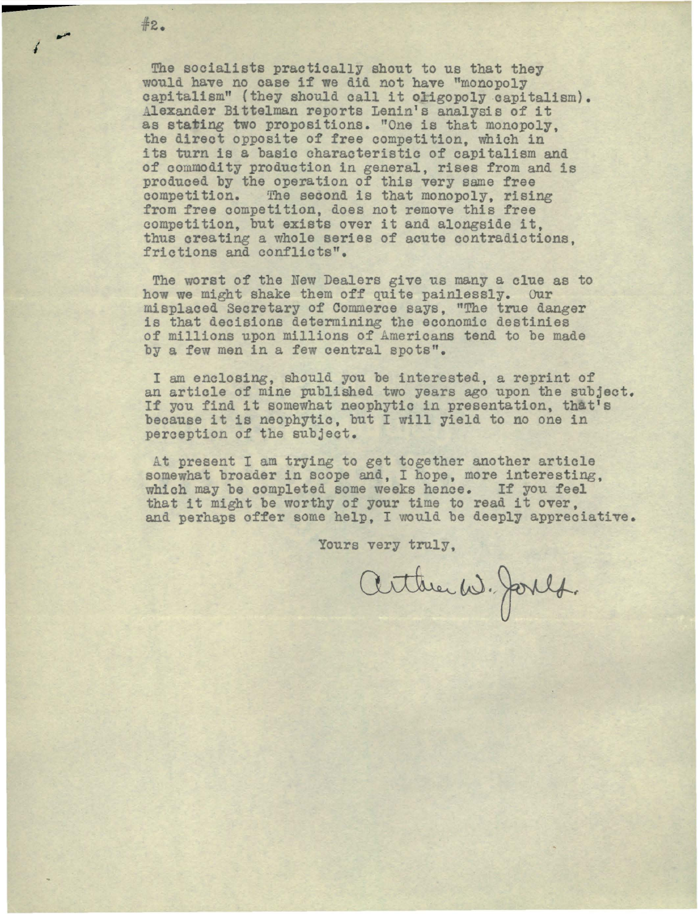The socialists practically shout to us that they would have no case if we did not have "monopoly capitalism" (they should call it oligopoly capitalism). Alexander Bittelman reports Lenin's analysis of it as stating two propositions. "One is that monopoly, the direct opposite of free competition, which in its turn is a basic characteristic of capitalism and of commodity production in general, rises from and is produced by the operation of this very same free competition. The second is that monopoly, rising from free competition, does not remove this free competition, but exists over it and alongside it, thus creating a whole series of acute contradictions, frictions and conflicts".

The worst of the New Dealers give us many a clue as to how we might shake them off quite painlessly. Our misplaced Secretary of Commerce says, "The true danger is that decisions determining the economic destinies of millions upon millions of Americans tend to be made by a few men in a few central spots".

I am enclosing, should you be interested, a reprint of an article of mine published two years ago upon the subject. If you find it somewhat neophytic in presentation, that's because it is neophytic, but I will yield to no one in perception of the subject.

At present I am trying to get together another article somewhat broader in scope and, I hope, more interesting, which may be completed some weeks hence. If you feel that it might be worthy of your time to read it over, and perhaps offer some help, I would be deeply appreciative.

Yours very truly,

Arthur W. Jolly